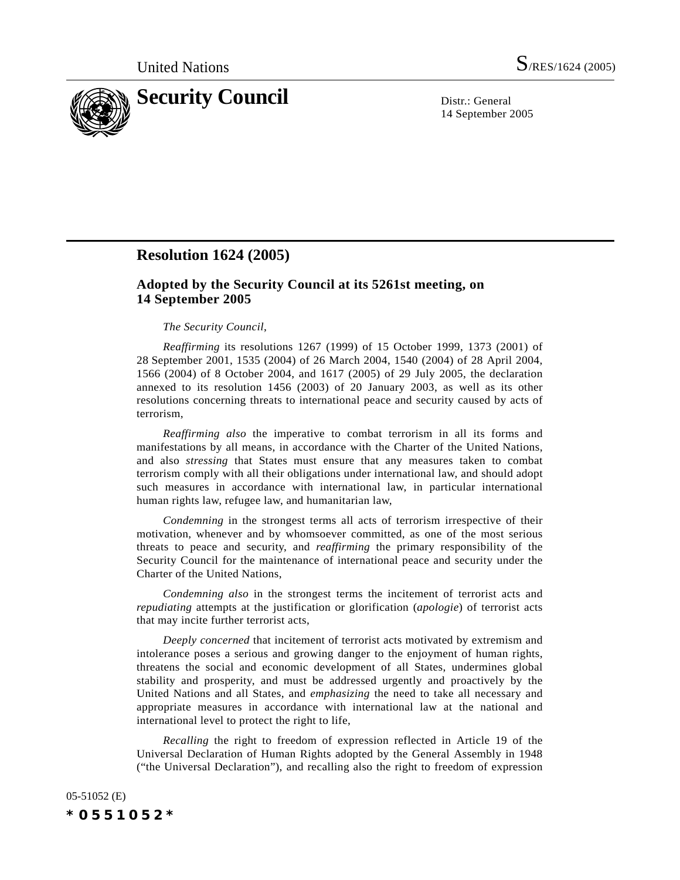United Nations S/RES/1624 (2005)

# Security Council

Distr.: General
14 September 2005

## Resolution 1624 (2005)

### Adopted by the Security Council at its 5261st meeting, on 14 September 2005

*The Security Council*,

*Reaffirming* its resolutions 1267 (1999) of 15 October 1999, 1373 (2001) of 28 September 2001, 1535 (2004) of 26 March 2004, 1540 (2004) of 28 April 2004, 1566 (2004) of 8 October 2004, and 1617 (2005) of 29 July 2005, the declaration annexed to its resolution 1456 (2003) of 20 January 2003, as well as its other resolutions concerning threats to international peace and security caused by acts of terrorism,

*Reaffirming also* the imperative to combat terrorism in all its forms and manifestations by all means, in accordance with the Charter of the United Nations, and also *stressing* that States must ensure that any measures taken to combat terrorism comply with all their obligations under international law, and should adopt such measures in accordance with international law, in particular international human rights law, refugee law, and humanitarian law,

*Condemning* in the strongest terms all acts of terrorism irrespective of their motivation, whenever and by whomsoever committed, as one of the most serious threats to peace and security, and *reaffirming* the primary responsibility of the Security Council for the maintenance of international peace and security under the Charter of the United Nations,

*Condemning also* in the strongest terms the incitement of terrorist acts and *repudiating* attempts at the justification or glorification (*apologie*) of terrorist acts that may incite further terrorist acts,

*Deeply concerned* that incitement of terrorist acts motivated by extremism and intolerance poses a serious and growing danger to the enjoyment of human rights, threatens the social and economic development of all States, undermines global stability and prosperity, and must be addressed urgently and proactively by the United Nations and all States, and *emphasizing* the need to take all necessary and appropriate measures in accordance with international law at the national and international level to protect the right to life,

*Recalling* the right to freedom of expression reflected in Article 19 of the Universal Declaration of Human Rights adopted by the General Assembly in 1948 ("the Universal Declaration"), and recalling also the right to freedom of expression

05-51052 (E)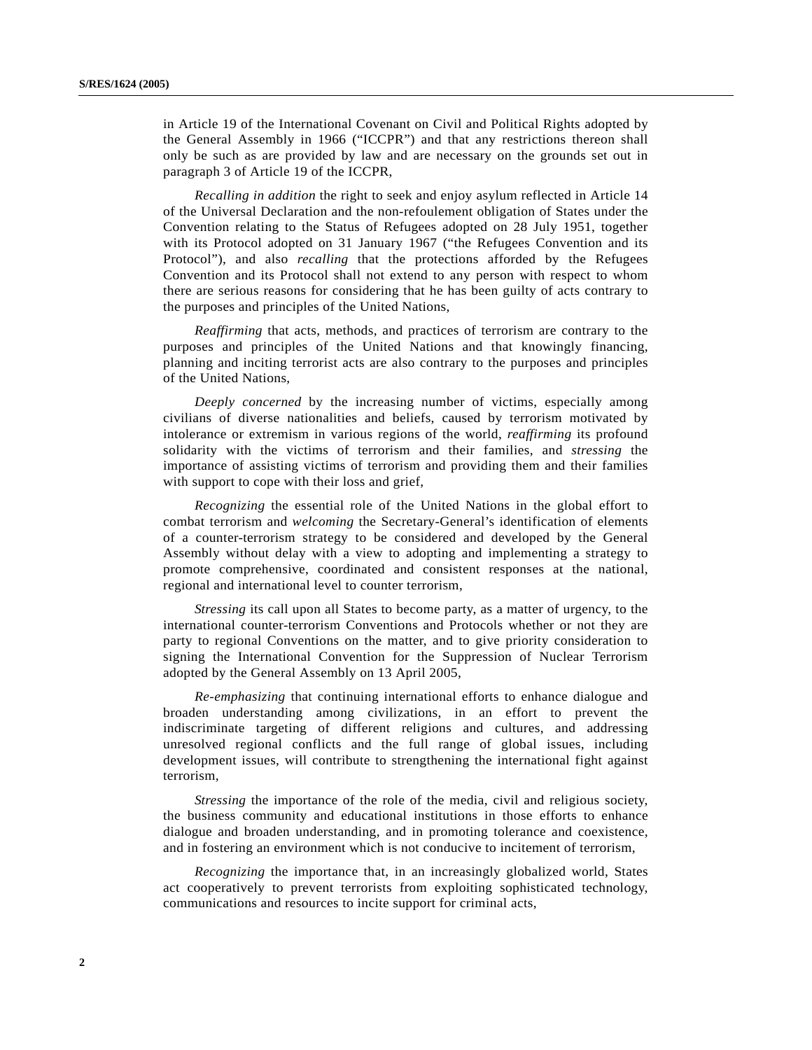in Article 19 of the International Covenant on Civil and Political Rights adopted by the General Assembly in 1966 ("ICCPR") and that any restrictions thereon shall only be such as are provided by law and are necessary on the grounds set out in paragraph 3 of Article 19 of the ICCPR,

*Recalling in addition* the right to seek and enjoy asylum reflected in Article 14 of the Universal Declaration and the non-refoulement obligation of States under the Convention relating to the Status of Refugees adopted on 28 July 1951, together with its Protocol adopted on 31 January 1967 ("the Refugees Convention and its Protocol"), and also *recalling* that the protections afforded by the Refugees Convention and its Protocol shall not extend to any person with respect to whom there are serious reasons for considering that he has been guilty of acts contrary to the purposes and principles of the United Nations,

*Reaffirming* that acts, methods, and practices of terrorism are contrary to the purposes and principles of the United Nations and that knowingly financing, planning and inciting terrorist acts are also contrary to the purposes and principles of the United Nations,

*Deeply concerned* by the increasing number of victims, especially among civilians of diverse nationalities and beliefs, caused by terrorism motivated by intolerance or extremism in various regions of the world, *reaffirming* its profound solidarity with the victims of terrorism and their families, and *stressing* the importance of assisting victims of terrorism and providing them and their families with support to cope with their loss and grief,

*Recognizing* the essential role of the United Nations in the global effort to combat terrorism and *welcoming* the Secretary-General's identification of elements of a counter-terrorism strategy to be considered and developed by the General Assembly without delay with a view to adopting and implementing a strategy to promote comprehensive, coordinated and consistent responses at the national, regional and international level to counter terrorism,

*Stressing* its call upon all States to become party, as a matter of urgency, to the international counter-terrorism Conventions and Protocols whether or not they are party to regional Conventions on the matter, and to give priority consideration to signing the International Convention for the Suppression of Nuclear Terrorism adopted by the General Assembly on 13 April 2005,

*Re-emphasizing* that continuing international efforts to enhance dialogue and broaden understanding among civilizations, in an effort to prevent the indiscriminate targeting of different religions and cultures, and addressing unresolved regional conflicts and the full range of global issues, including development issues, will contribute to strengthening the international fight against terrorism,

*Stressing* the importance of the role of the media, civil and religious society, the business community and educational institutions in those efforts to enhance dialogue and broaden understanding, and in promoting tolerance and coexistence, and in fostering an environment which is not conducive to incitement of terrorism,

*Recognizing* the importance that, in an increasingly globalized world, States act cooperatively to prevent terrorists from exploiting sophisticated technology, communications and resources to incite support for criminal acts,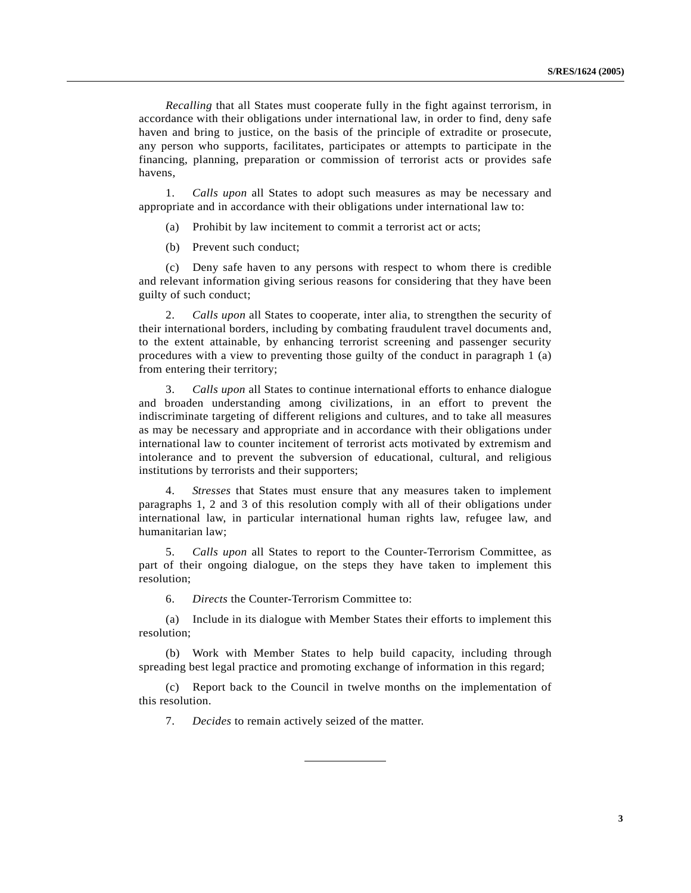*Recalling* that all States must cooperate fully in the fight against terrorism, in accordance with their obligations under international law, in order to find, deny safe haven and bring to justice, on the basis of the principle of extradite or prosecute, any person who supports, facilitates, participates or attempts to participate in the financing, planning, preparation or commission of terrorist acts or provides safe havens,

1. *Calls upon* all States to adopt such measures as may be necessary and appropriate and in accordance with their obligations under international law to:

(a) Prohibit by law incitement to commit a terrorist act or acts;

(b) Prevent such conduct;

(c) Deny safe haven to any persons with respect to whom there is credible and relevant information giving serious reasons for considering that they have been guilty of such conduct;

2. *Calls upon* all States to cooperate, inter alia, to strengthen the security of their international borders, including by combating fraudulent travel documents and, to the extent attainable, by enhancing terrorist screening and passenger security procedures with a view to preventing those guilty of the conduct in paragraph 1 (a) from entering their territory;

3. *Calls upon* all States to continue international efforts to enhance dialogue and broaden understanding among civilizations, in an effort to prevent the indiscriminate targeting of different religions and cultures, and to take all measures as may be necessary and appropriate and in accordance with their obligations under international law to counter incitement of terrorist acts motivated by extremism and intolerance and to prevent the subversion of educational, cultural, and religious institutions by terrorists and their supporters;

4. *Stresses* that States must ensure that any measures taken to implement paragraphs 1, 2 and 3 of this resolution comply with all of their obligations under international law, in particular international human rights law, refugee law, and humanitarian law;

5. *Calls upon* all States to report to the Counter-Terrorism Committee, as part of their ongoing dialogue, on the steps they have taken to implement this resolution;

6. *Directs* the Counter-Terrorism Committee to:

(a) Include in its dialogue with Member States their efforts to implement this resolution;

(b) Work with Member States to help build capacity, including through spreading best legal practice and promoting exchange of information in this regard;

(c) Report back to the Council in twelve months on the implementation of this resolution.

7. *Decides* to remain actively seized of the matter.